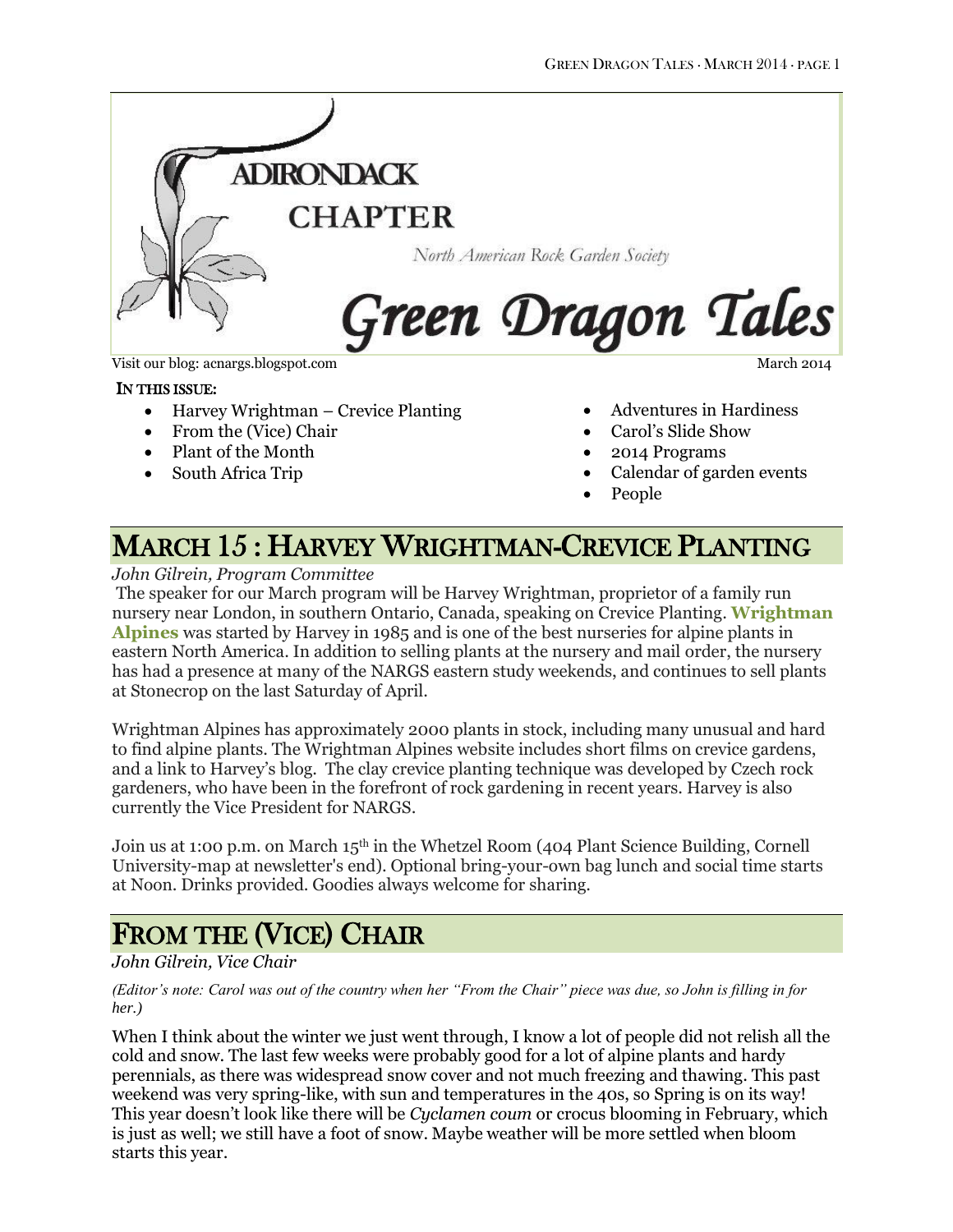# ADIRONDACK CHAPTER

North American Rock Garden Society

# Green Dragon Tales

Visit our blog: acnargs.blogspot.com

March 2014

**IN THIS ISSUE:**

- Harvey Wrightman – Crevice Planting
- From the (Vice) Chair
- Plant of the Month
- South Africa Trip
- Adventures in Hardiness
- Carol's Slide Show
- 2014 Programs
- Calendar of garden events
- People

## MARCH 15 : HARVEY WRIGHTMAN-CREVICE PLANTING

*John Gilrein, Program Committee*

The speaker for our March program will be Harvey Wrightman, proprietor of a family run nursery near London, in southern Ontario, Canada, speaking on Crevice Planting. **Wrightman Alpines** was started by Harvey in 1985 and is one of the best nurseries for alpine plants in eastern North America. In addition to selling plants at the nursery and mail order, the nursery has had a presence at many of the NARGS eastern study weekends, and continues to sell plants at Stonecrop on the last Saturday of April.

Wrightman Alpines has approximately 2000 plants in stock, including many unusual and hard to find alpine plants. The Wrightman Alpines website includes short films on crevice gardens, and a link to Harvey's blog. The clay crevice planting technique was developed by Czech rock gardeners, who have been in the forefront of rock gardening in recent years. Harvey is also currently the Vice President for NARGS.

Join us at 1:00 p.m. on March 15th in the Whetzel Room (404 Plant Science Building, Cornell University-map at newsletter's end). Optional bring-your-own bag lunch and social time starts at Noon. Drinks provided. Goodies always welcome for sharing.

## FROM THE (VICE) CHAIR

*John Gilrein, Vice Chair*

*(Editor's note: Carol was out of the country when her "From the Chair" piece was due, so John is filling in for her.)*

When I think about the winter we just went through, I know a lot of people did not relish all the cold and snow. The last few weeks were probably good for a lot of alpine plants and hardy perennials, as there was widespread snow cover and not much freezing and thawing. This past weekend was very spring-like, with sun and temperatures in the 40s, so Spring is on its way! This year doesn't look like there will be *Cyclamen coum* or crocus blooming in February, which is just as well; we still have a foot of snow. Maybe weather will be more settled when bloom starts this year.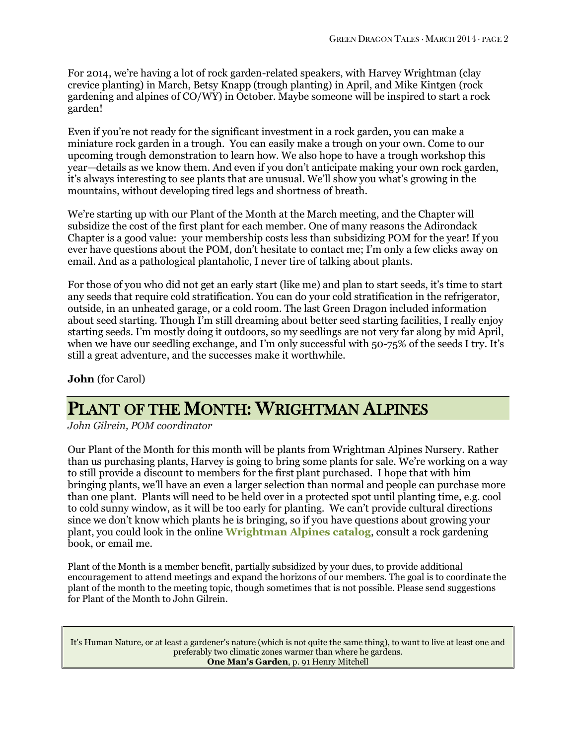For 2014, we're having a lot of rock garden-related speakers, with Harvey Wrightman (clay crevice planting) in March, Betsy Knapp (trough planting) in April, and Mike Kintgen (rock gardening and alpines of CO/WY) in October. Maybe someone will be inspired to start a rock garden!

Even if you're not ready for the significant investment in a rock garden, you can make a miniature rock garden in a trough. You can easily make a trough on your own. Come to our upcoming trough demonstration to learn how. We also hope to have a trough workshop this year—details as we know them. And even if you don't anticipate making your own rock garden, it's always interesting to see plants that are unusual. We'll show you what's growing in the mountains, without developing tired legs and shortness of breath.

We're starting up with our Plant of the Month at the March meeting, and the Chapter will subsidize the cost of the first plant for each member. One of many reasons the Adirondack Chapter is a good value: your membership costs less than subsidizing POM for the year! If you ever have questions about the POM, don't hesitate to contact me; I'm only a few clicks away on email. And as a pathological plantaholic, I never tire of talking about plants.

For those of you who did not get an early start (like me) and plan to start seeds, it's time to start any seeds that require cold stratification. You can do your cold stratification in the refrigerator, outside, in an unheated garage, or a cold room. The last Green Dragon included information about seed starting. Though I'm still dreaming about better seed starting facilities, I really enjoy starting seeds. I'm mostly doing it outdoors, so my seedlings are not very far along by mid April, when we have our seedling exchange, and I'm only successful with 50-75% of the seeds I try. It's still a great adventure, and the successes make it worthwhile.

**John** (for Carol)

## Plant of the Month: Wrightman Alpines

*John Gilrein, POM coordinator*

Our Plant of the Month for this month will be plants from Wrightman Alpines Nursery. Rather than us purchasing plants, Harvey is going to bring some plants for sale. We're working on a way to still provide a discount to members for the first plant purchased. I hope that with him bringing plants, we'll have an even a larger selection than normal and people can purchase more than one plant. Plants will need to be held over in a protected spot until planting time, e.g. cool to cold sunny window, as it will be too early for planting. We can't provide cultural directions since we don't know which plants he is bringing, so if you have questions about growing your plant, you could look in the online **Wrightman Alpines catalog**, consult a rock gardening book, or email me.

Plant of the Month is a member benefit, partially subsidized by your dues, to provide additional encouragement to attend meetings and expand the horizons of our members. The goal is to coordinate the plant of the month to the meeting topic, though sometimes that is not possible. Please send suggestions for Plant of the Month to John Gilrein.

> It's Human Nature, or at least a gardener's nature (which is not quite the same thing), to want to live at least one and preferably two climatic zones warmer than where he gardens.
> **One Man's Garden**, p. 91 Henry Mitchell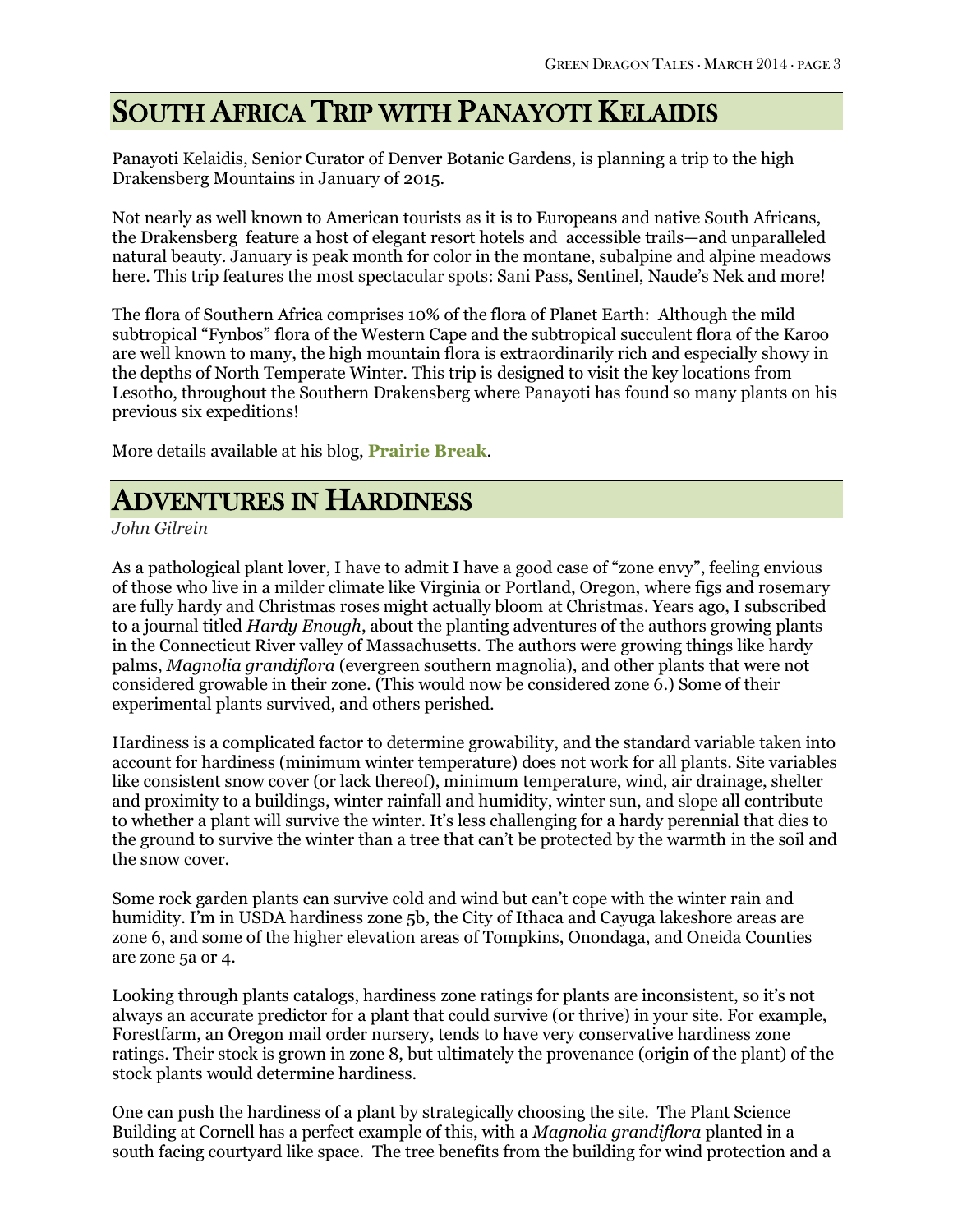## South Africa Trip with Panayoti Kelaidis

Panayoti Kelaidis, Senior Curator of Denver Botanic Gardens, is planning a trip to the high Drakensberg Mountains in January of 2015.

Not nearly as well known to American tourists as it is to Europeans and native South Africans, the Drakensberg feature a host of elegant resort hotels and accessible trails—and unparalleled natural beauty. January is peak month for color in the montane, subalpine and alpine meadows here. This trip features the most spectacular spots: Sani Pass, Sentinel, Naude's Nek and more!

The flora of Southern Africa comprises 10% of the flora of Planet Earth: Although the mild subtropical "Fynbos" flora of the Western Cape and the subtropical succulent flora of the Karoo are well known to many, the high mountain flora is extraordinarily rich and especially showy in the depths of North Temperate Winter. This trip is designed to visit the key locations from Lesotho, throughout the Southern Drakensberg where Panayoti has found so many plants on his previous six expeditions!

More details available at his blog, **Prairie Break**.

## Adventures in Hardiness

*John Gilrein*

As a pathological plant lover, I have to admit I have a good case of "zone envy", feeling envious of those who live in a milder climate like Virginia or Portland, Oregon, where figs and rosemary are fully hardy and Christmas roses might actually bloom at Christmas. Years ago, I subscribed to a journal titled *Hardy Enough*, about the planting adventures of the authors growing plants in the Connecticut River valley of Massachusetts. The authors were growing things like hardy palms, *Magnolia grandiflora* (evergreen southern magnolia), and other plants that were not considered growable in their zone. (This would now be considered zone 6.) Some of their experimental plants survived, and others perished.

Hardiness is a complicated factor to determine growability, and the standard variable taken into account for hardiness (minimum winter temperature) does not work for all plants. Site variables like consistent snow cover (or lack thereof), minimum temperature, wind, air drainage, shelter and proximity to a buildings, winter rainfall and humidity, winter sun, and slope all contribute to whether a plant will survive the winter. It's less challenging for a hardy perennial that dies to the ground to survive the winter than a tree that can't be protected by the warmth in the soil and the snow cover.

Some rock garden plants can survive cold and wind but can't cope with the winter rain and humidity. I'm in USDA hardiness zone 5b, the City of Ithaca and Cayuga lakeshore areas are zone 6, and some of the higher elevation areas of Tompkins, Onondaga, and Oneida Counties are zone 5a or 4.

Looking through plants catalogs, hardiness zone ratings for plants are inconsistent, so it's not always an accurate predictor for a plant that could survive (or thrive) in your site. For example, Forestfarm, an Oregon mail order nursery, tends to have very conservative hardiness zone ratings. Their stock is grown in zone 8, but ultimately the provenance (origin of the plant) of the stock plants would determine hardiness.

One can push the hardiness of a plant by strategically choosing the site. The Plant Science Building at Cornell has a perfect example of this, with a *Magnolia grandiflora* planted in a south facing courtyard like space. The tree benefits from the building for wind protection and a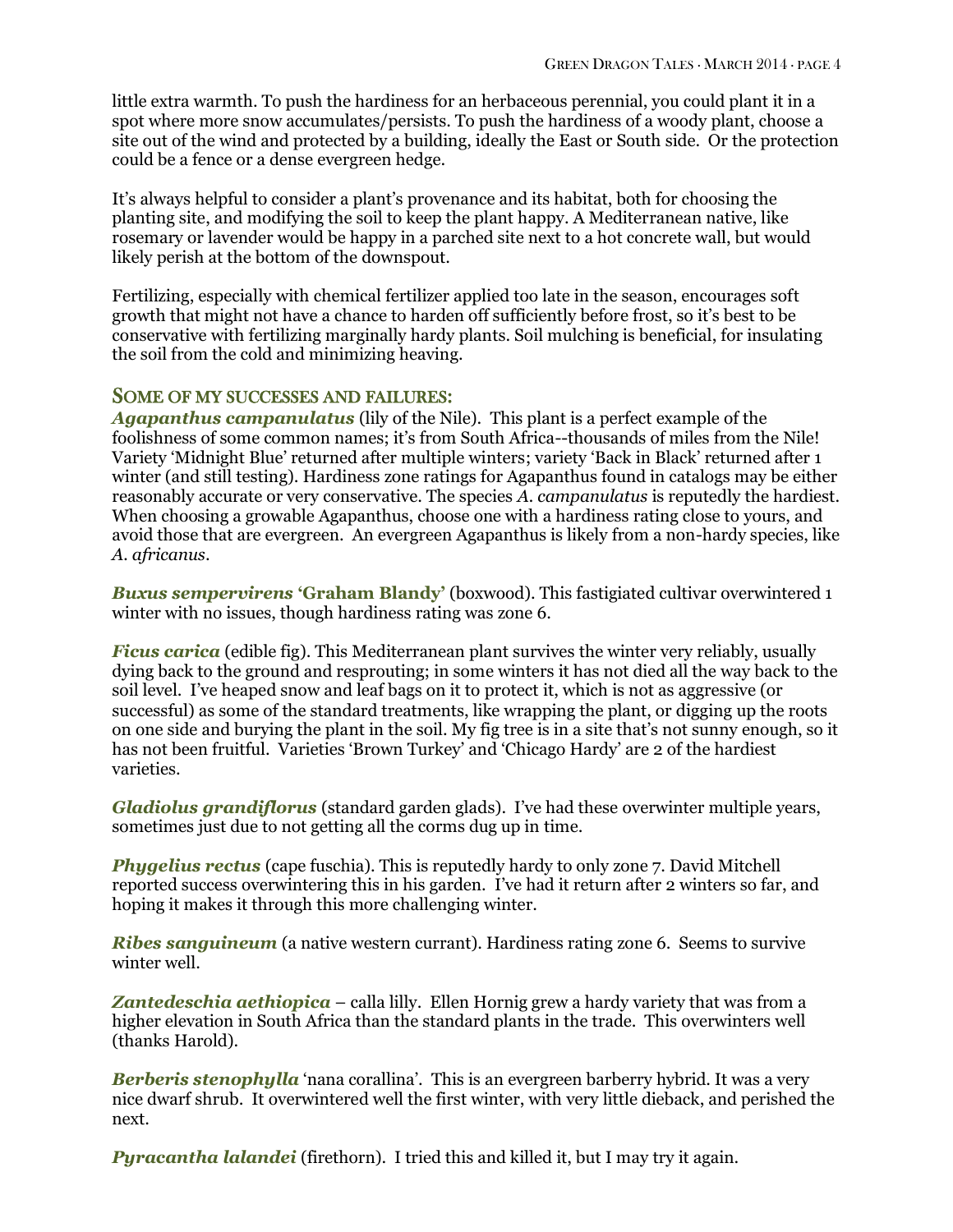little extra warmth. To push the hardiness for an herbaceous perennial, you could plant it in a spot where more snow accumulates/persists. To push the hardiness of a woody plant, choose a site out of the wind and protected by a building, ideally the East or South side. Or the protection could be a fence or a dense evergreen hedge.

It's always helpful to consider a plant's provenance and its habitat, both for choosing the planting site, and modifying the soil to keep the plant happy. A Mediterranean native, like rosemary or lavender would be happy in a parched site next to a hot concrete wall, but would likely perish at the bottom of the downspout.

Fertilizing, especially with chemical fertilizer applied too late in the season, encourages soft growth that might not have a chance to harden off sufficiently before frost, so it's best to be conservative with fertilizing marginally hardy plants. Soil mulching is beneficial, for insulating the soil from the cold and minimizing heaving.

## Some of my successes and failures:

***Agapanthus campanulatus*** (lily of the Nile). This plant is a perfect example of the foolishness of some common names; it's from South Africa--thousands of miles from the Nile! Variety 'Midnight Blue' returned after multiple winters; variety 'Back in Black' returned after 1 winter (and still testing). Hardiness zone ratings for Agapanthus found in catalogs may be either reasonably accurate or very conservative. The species *A. campanulatus* is reputedly the hardiest. When choosing a growable Agapanthus, choose one with a hardiness rating close to yours, and avoid those that are evergreen. An evergreen Agapanthus is likely from a non-hardy species, like *A. africanus*.

***Buxus sempervirens* 'Graham Blandy'** (boxwood). This fastigiated cultivar overwintered 1 winter with no issues, though hardiness rating was zone 6.

***Ficus carica*** (edible fig). This Mediterranean plant survives the winter very reliably, usually dying back to the ground and resprouting; in some winters it has not died all the way back to the soil level. I've heaped snow and leaf bags on it to protect it, which is not as aggressive (or successful) as some of the standard treatments, like wrapping the plant, or digging up the roots on one side and burying the plant in the soil. My fig tree is in a site that's not sunny enough, so it has not been fruitful. Varieties 'Brown Turkey' and 'Chicago Hardy' are 2 of the hardiest varieties.

***Gladiolus grandiflorus*** (standard garden glads). I've had these overwinter multiple years, sometimes just due to not getting all the corms dug up in time.

***Phygelius rectus*** (cape fuschia). This is reputedly hardy to only zone 7. David Mitchell reported success overwintering this in his garden. I've had it return after 2 winters so far, and hoping it makes it through this more challenging winter.

***Ribes sanguineum*** (a native western currant). Hardiness rating zone 6. Seems to survive winter well.

***Zantedeschia aethiopica*** – calla lilly. Ellen Hornig grew a hardy variety that was from a higher elevation in South Africa than the standard plants in the trade. This overwinters well (thanks Harold).

***Berberis stenophylla*** 'nana corallina'. This is an evergreen barberry hybrid. It was a very nice dwarf shrub. It overwintered well the first winter, with very little dieback, and perished the next.

***Pyracantha lalandei*** (firethorn). I tried this and killed it, but I may try it again.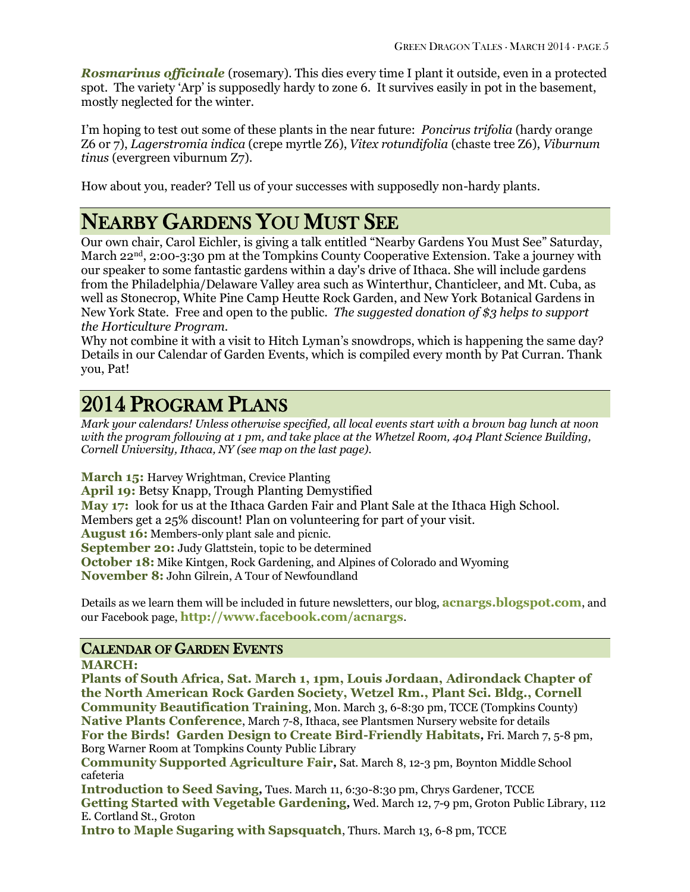***Rosmarinus officinale*** (rosemary). This dies every time I plant it outside, even in a protected spot. The variety 'Arp' is supposedly hardy to zone 6. It survives easily in pot in the basement, mostly neglected for the winter.

I'm hoping to test out some of these plants in the near future: *Poncirus trifolia* (hardy orange Z6 or 7), *Lagerstromia indica* (crepe myrtle Z6), *Vitex rotundifolia* (chaste tree Z6), *Viburnum tinus* (evergreen viburnum Z7).

How about you, reader? Tell us of your successes with supposedly non-hardy plants.

## Nearby Gardens You Must See

Our own chair, Carol Eichler, is giving a talk entitled "Nearby Gardens You Must See" Saturday, March 22nd, 2:00-3:30 pm at the Tompkins County Cooperative Extension. Take a journey with our speaker to some fantastic gardens within a day's drive of Ithaca. She will include gardens from the Philadelphia/Delaware Valley area such as Winterthur, Chanticleer, and Mt. Cuba, as well as Stonecrop, White Pine Camp Heutte Rock Garden, and New York Botanical Gardens in New York State. Free and open to the public. *The suggested donation of $3 helps to support the Horticulture Program.*

Why not combine it with a visit to Hitch Lyman's snowdrops, which is happening the same day? Details in our Calendar of Garden Events, which is compiled every month by Pat Curran. Thank you, Pat!

## 2014 Program Plans

*Mark your calendars! Unless otherwise specified, all local events start with a brown bag lunch at noon with the program following at 1 pm, and take place at the Whetzel Room, 404 Plant Science Building, Cornell University, Ithaca, NY (see map on the last page).*

**March 15:** Harvey Wrightman, Crevice Planting
**April 19:** Betsy Knapp, Trough Planting Demystified
**May 17:** look for us at the Ithaca Garden Fair and Plant Sale at the Ithaca High School. Members get a 25% discount! Plan on volunteering for part of your visit.
**August 16:** Members-only plant sale and picnic.
**September 20:** Judy Glattstein, topic to be determined
**October 18:** Mike Kintgen, Rock Gardening, and Alpines of Colorado and Wyoming
**November 8:** John Gilrein, A Tour of Newfoundland

Details as we learn them will be included in future newsletters, our blog, **acnargs.blogspot.com**, and our Facebook page, **http://www.facebook.com/acnargs**.

### Calendar of Garden Events

**MARCH:**

**Plants of South Africa, Sat. March 1, 1pm, Louis Jordaan, Adirondack Chapter of the North American Rock Garden Society, Wetzel Rm., Plant Sci. Bldg., Cornell**
**Community Beautification Training**, Mon. March 3, 6-8:30 pm, TCCE (Tompkins County)
**Native Plants Conference**, March 7-8, Ithaca, see Plantsmen Nursery website for details
**For the Birds! Garden Design to Create Bird-Friendly Habitats**, Fri. March 7, 5-8 pm, Borg Warner Room at Tompkins County Public Library
**Community Supported Agriculture Fair**, Sat. March 8, 12-3 pm, Boynton Middle School cafeteria
**Introduction to Seed Saving**, Tues. March 11, 6:30-8:30 pm, Chrys Gardener, TCCE
**Getting Started with Vegetable Gardening**, Wed. March 12, 7-9 pm, Groton Public Library, 112 E. Cortland St., Groton
**Intro to Maple Sugaring with Sapsquatch**, Thurs. March 13, 6-8 pm, TCCE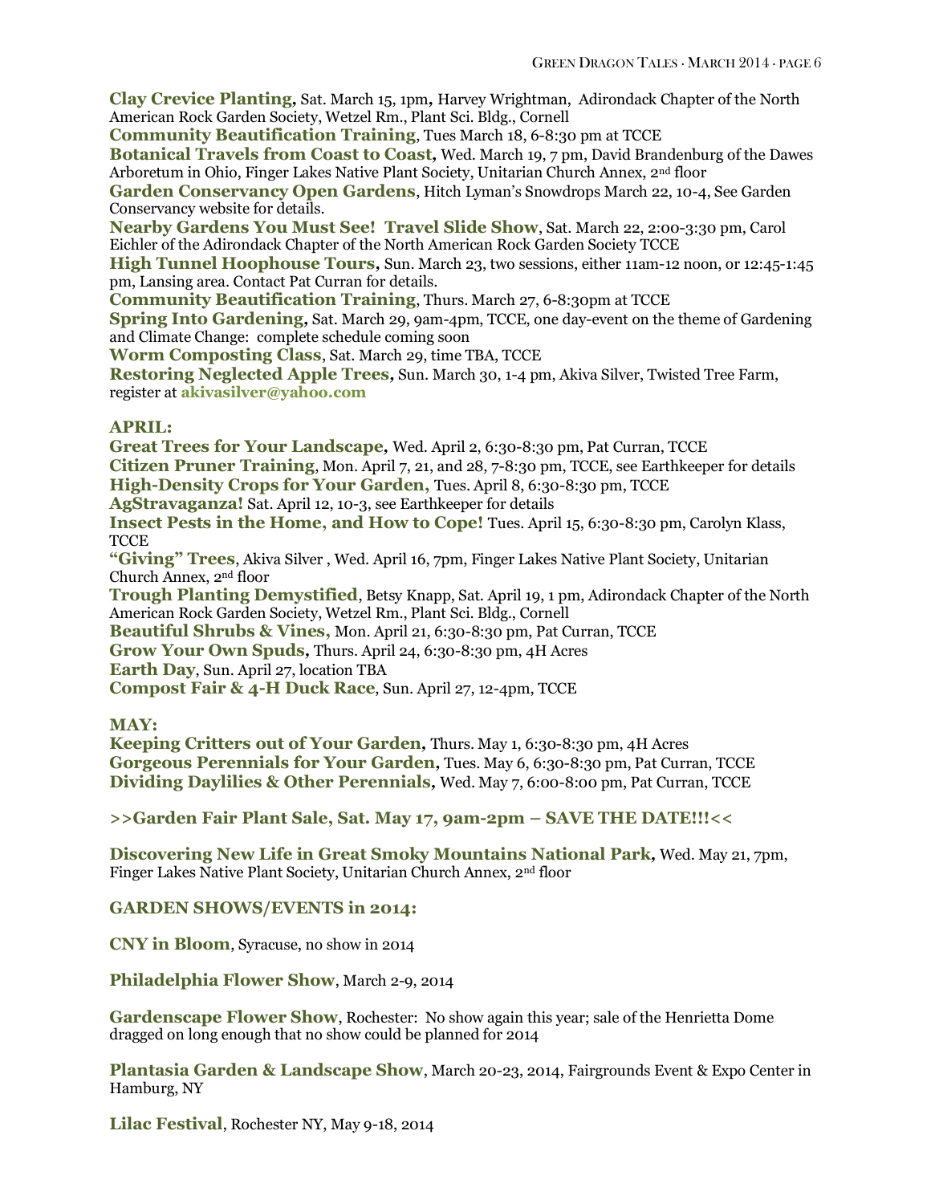**Clay Crevice Planting,** Sat. March 15, 1pm**,** Harvey Wrightman, Adirondack Chapter of the North American Rock Garden Society, Wetzel Rm., Plant Sci. Bldg., Cornell

**Community Beautification Training**, Tues March 18, 6-8:30 pm at TCCE

**Botanical Travels from Coast to Coast,** Wed. March 19, 7 pm, David Brandenburg of the Dawes Arboretum in Ohio, Finger Lakes Native Plant Society, Unitarian Church Annex, 2nd floor

**Garden Conservancy Open Gardens**, Hitch Lyman's Snowdrops March 22, 10-4, See Garden Conservancy website for details.

**Nearby Gardens You Must See! Travel Slide Show**, Sat. March 22, 2:00-3:30 pm, Carol Eichler of the Adirondack Chapter of the North American Rock Garden Society TCCE

**High Tunnel Hoophouse Tours,** Sun. March 23, two sessions, either 11am-12 noon, or 12:45-1:45 pm, Lansing area. Contact Pat Curran for details.

**Community Beautification Training**, Thurs. March 27, 6-8:30pm at TCCE

**Spring Into Gardening,** Sat. March 29, 9am-4pm, TCCE, one day-event on the theme of Gardening and Climate Change: complete schedule coming soon

**Worm Composting Class**, Sat. March 29, time TBA, TCCE

**Restoring Neglected Apple Trees,** Sun. March 30, 1-4 pm, Akiva Silver, Twisted Tree Farm, register at **akivasilver@yahoo.com**

**APRIL:**

**Great Trees for Your Landscape,** Wed. April 2, 6:30-8:30 pm, Pat Curran, TCCE

**Citizen Pruner Training**, Mon. April 7, 21, and 28, 7-8:30 pm, TCCE, see Earthkeeper for details

**High-Density Crops for Your Garden,** Tues. April 8, 6:30-8:30 pm, TCCE

**AgStravaganza!** Sat. April 12, 10-3, see Earthkeeper for details

**Insect Pests in the Home, and How to Cope!** Tues. April 15, 6:30-8:30 pm, Carolyn Klass, TCCE

**"Giving" Trees**, Akiva Silver , Wed. April 16, 7pm, Finger Lakes Native Plant Society, Unitarian Church Annex, 2nd floor

**Trough Planting Demystified**, Betsy Knapp, Sat. April 19, 1 pm, Adirondack Chapter of the North American Rock Garden Society, Wetzel Rm., Plant Sci. Bldg., Cornell

**Beautiful Shrubs & Vines,** Mon. April 21, 6:30-8:30 pm, Pat Curran, TCCE

**Grow Your Own Spuds,** Thurs. April 24, 6:30-8:30 pm, 4H Acres

**Earth Day**, Sun. April 27, location TBA

**Compost Fair & 4-H Duck Race**, Sun. April 27, 12-4pm, TCCE

**MAY:**

**Keeping Critters out of Your Garden,** Thurs. May 1, 6:30-8:30 pm, 4H Acres

**Gorgeous Perennials for Your Garden,** Tues. May 6, 6:30-8:30 pm, Pat Curran, TCCE

**Dividing Daylilies & Other Perennials,** Wed. May 7, 6:00-8:00 pm, Pat Curran, TCCE

**>>Garden Fair Plant Sale, Sat. May 17, 9am-2pm – SAVE THE DATE!!!<<**

**Discovering New Life in Great Smoky Mountains National Park,** Wed. May 21, 7pm, Finger Lakes Native Plant Society, Unitarian Church Annex, 2nd floor

**GARDEN SHOWS/EVENTS in 2014:**

**CNY in Bloom**, Syracuse, no show in 2014

**Philadelphia Flower Show**, March 2-9, 2014

**Gardenscape Flower Show**, Rochester: No show again this year; sale of the Henrietta Dome dragged on long enough that no show could be planned for 2014

**Plantasia Garden & Landscape Show**, March 20-23, 2014, Fairgrounds Event & Expo Center in Hamburg, NY

**Lilac Festival**, Rochester NY, May 9-18, 2014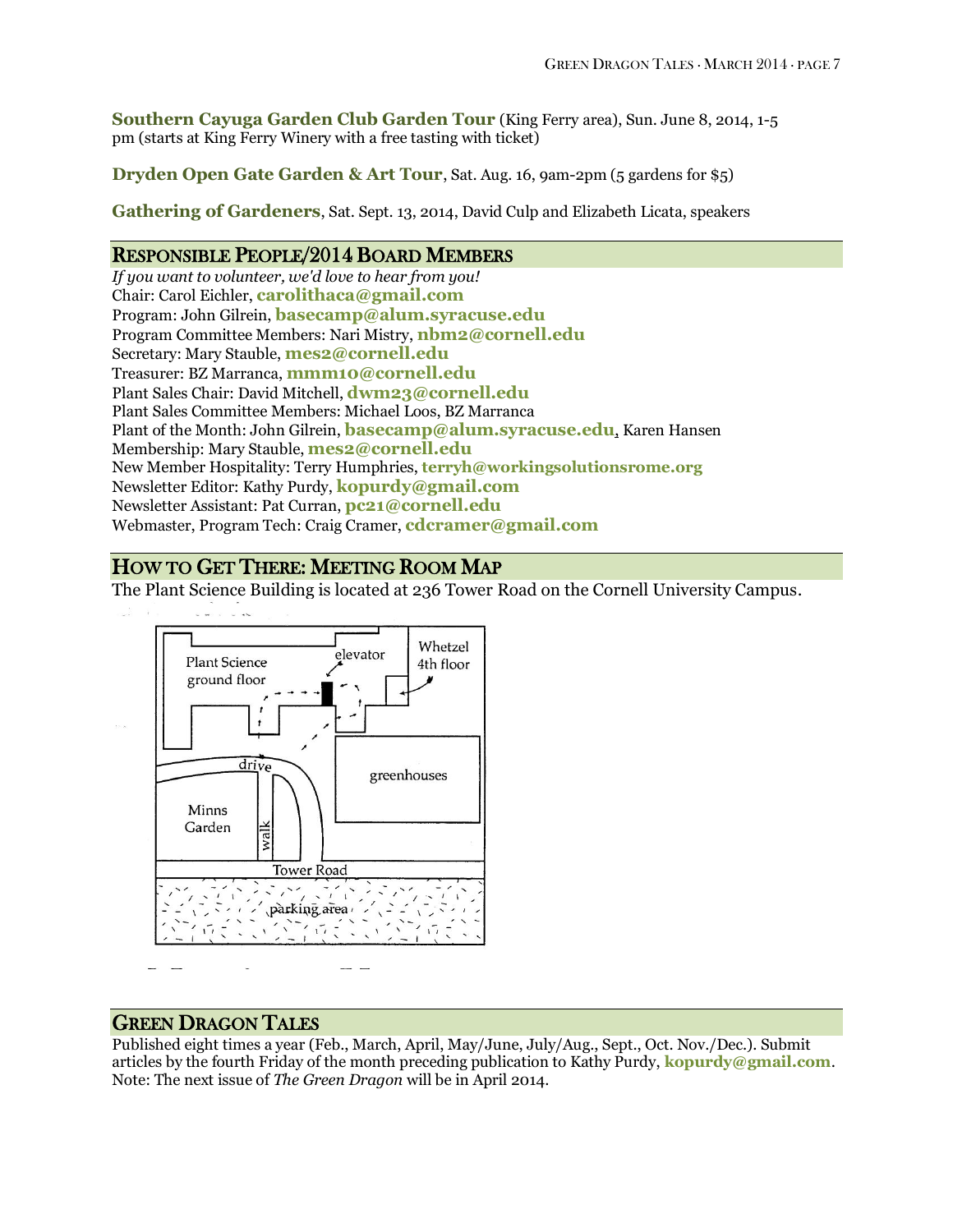**Southern Cayuga Garden Club Garden Tour** (King Ferry area), Sun. June 8, 2014, 1-5 pm (starts at King Ferry Winery with a free tasting with ticket)

**Dryden Open Gate Garden & Art Tour**, Sat. Aug. 16, 9am-2pm (5 gardens for $5)

**Gathering of Gardeners**, Sat. Sept. 13, 2014, David Culp and Elizabeth Licata, speakers

## Responsible People/2014 Board Members

*If you want to volunteer, we'd love to hear from you!*
Chair: Carol Eichler, **carolithaca@gmail.com**
Program: John Gilrein, **basecamp@alum.syracuse.edu**
Program Committee Members: Nari Mistry, **nbm2@cornell.edu**
Secretary: Mary Stauble, **mes2@cornell.edu**
Treasurer: BZ Marranca, **mmm10@cornell.edu**
Plant Sales Chair: David Mitchell, **dwm23@cornell.edu**
Plant Sales Committee Members: Michael Loos, BZ Marranca
Plant of the Month: John Gilrein, **basecamp@alum.syracuse.edu**, Karen Hansen
Membership: Mary Stauble, **mes2@cornell.edu**
New Member Hospitality: Terry Humphries, **terryh@workingsolutionsrome.org**
Newsletter Editor: Kathy Purdy, **kopurdy@gmail.com**
Newsletter Assistant: Pat Curran, **pc21@cornell.edu**
Webmaster, Program Tech: Craig Cramer, **cdcramer@gmail.com**

## How to Get There: Meeting Room Map

The Plant Science Building is located at 236 Tower Road on the Cornell University Campus.

Plant Science ground floor
elevator
Whetzel 4th floor
drive
greenhouses
Minns Garden
walk
Tower Road
parking area

## Green Dragon Tales

Published eight times a year (Feb., March, April, May/June, July/Aug., Sept., Oct. Nov./Dec.). Submit articles by the fourth Friday of the month preceding publication to Kathy Purdy, **kopurdy@gmail.com**. Note: The next issue of *The Green Dragon* will be in April 2014.